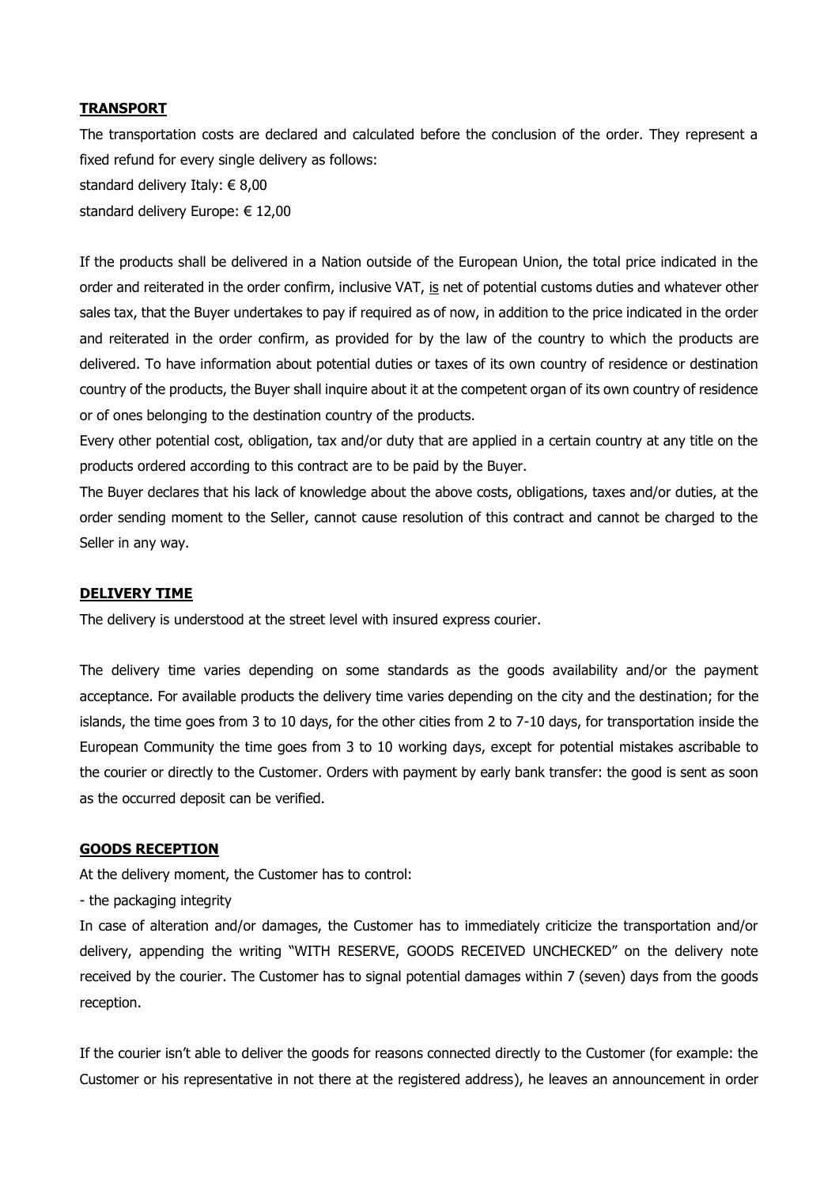## **TRANSPORT**

The transportation costs are declared and calculated before the conclusion of the order. They represent a fixed refund for every single delivery as follows:
standard delivery Italy: € 8,00
standard delivery Europe: € 12,00

If the products shall be delivered in a Nation outside of the European Union, the total price indicated in the order and reiterated in the order confirm, inclusive VAT, is net of potential customs duties and whatever other sales tax, that the Buyer undertakes to pay if required as of now, in addition to the price indicated in the order and reiterated in the order confirm, as provided for by the law of the country to which the products are delivered. To have information about potential duties or taxes of its own country of residence or destination country of the products, the Buyer shall inquire about it at the competent organ of its own country of residence or of ones belonging to the destination country of the products.
Every other potential cost, obligation, tax and/or duty that are applied in a certain country at any title on the products ordered according to this contract are to be paid by the Buyer.
The Buyer declares that his lack of knowledge about the above costs, obligations, taxes and/or duties, at the order sending moment to the Seller, cannot cause resolution of this contract and cannot be charged to the Seller in any way.

## **DELIVERY TIME**

The delivery is understood at the street level with insured express courier.

The delivery time varies depending on some standards as the goods availability and/or the payment acceptance. For available products the delivery time varies depending on the city and the destination; for the islands, the time goes from 3 to 10 days, for the other cities from 2 to 7-10 days, for transportation inside the European Community the time goes from 3 to 10 working days, except for potential mistakes ascribable to the courier or directly to the Customer. Orders with payment by early bank transfer: the good is sent as soon as the occurred deposit can be verified.

## **GOODS RECEPTION**

At the delivery moment, the Customer has to control:
- the packaging integrity

In case of alteration and/or damages, the Customer has to immediately criticize the transportation and/or delivery, appending the writing "WITH RESERVE, GOODS RECEIVED UNCHECKED" on the delivery note received by the courier. The Customer has to signal potential damages within 7 (seven) days from the goods reception.

If the courier isn't able to deliver the goods for reasons connected directly to the Customer (for example: the Customer or his representative in not there at the registered address), he leaves an announcement in order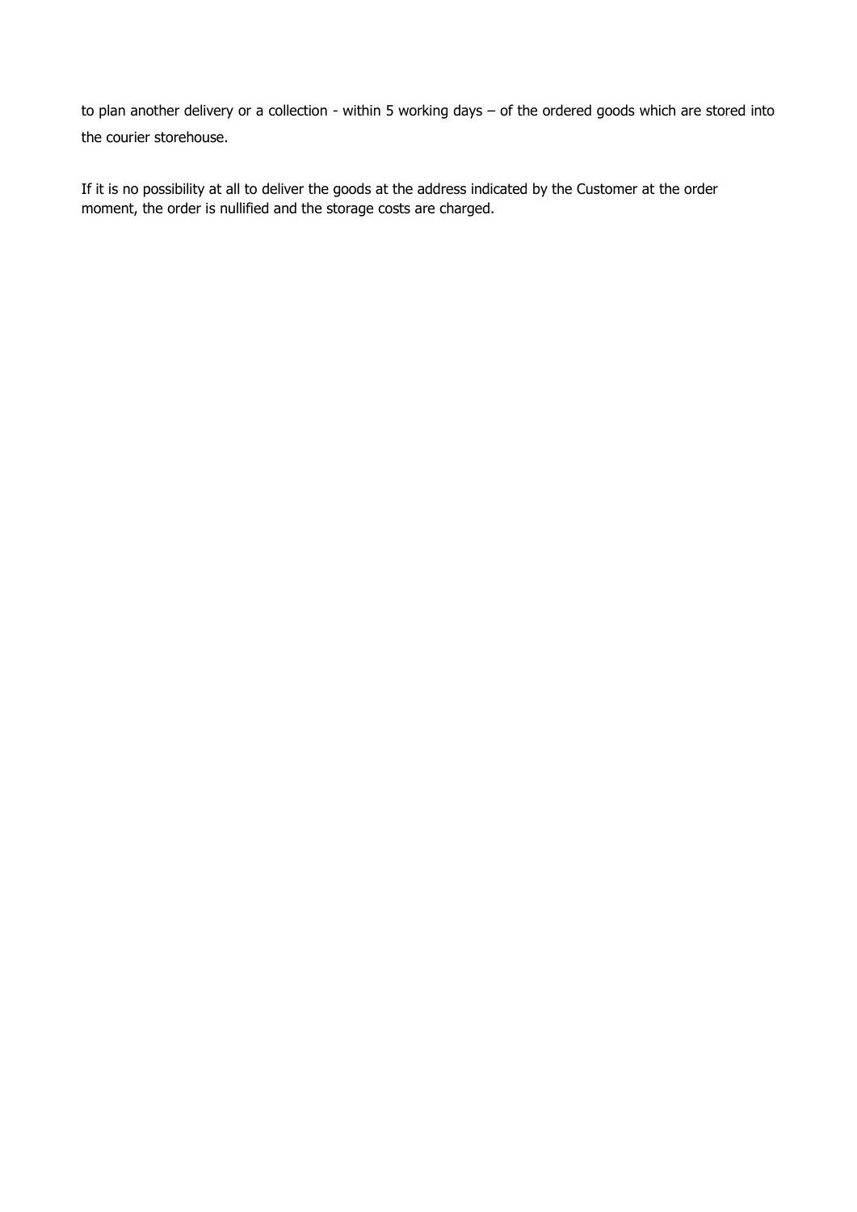to plan another delivery or a collection - within 5 working days – of the ordered goods which are stored into the courier storehouse.

If it is no possibility at all to deliver the goods at the address indicated by the Customer at the order moment, the order is nullified and the storage costs are charged.